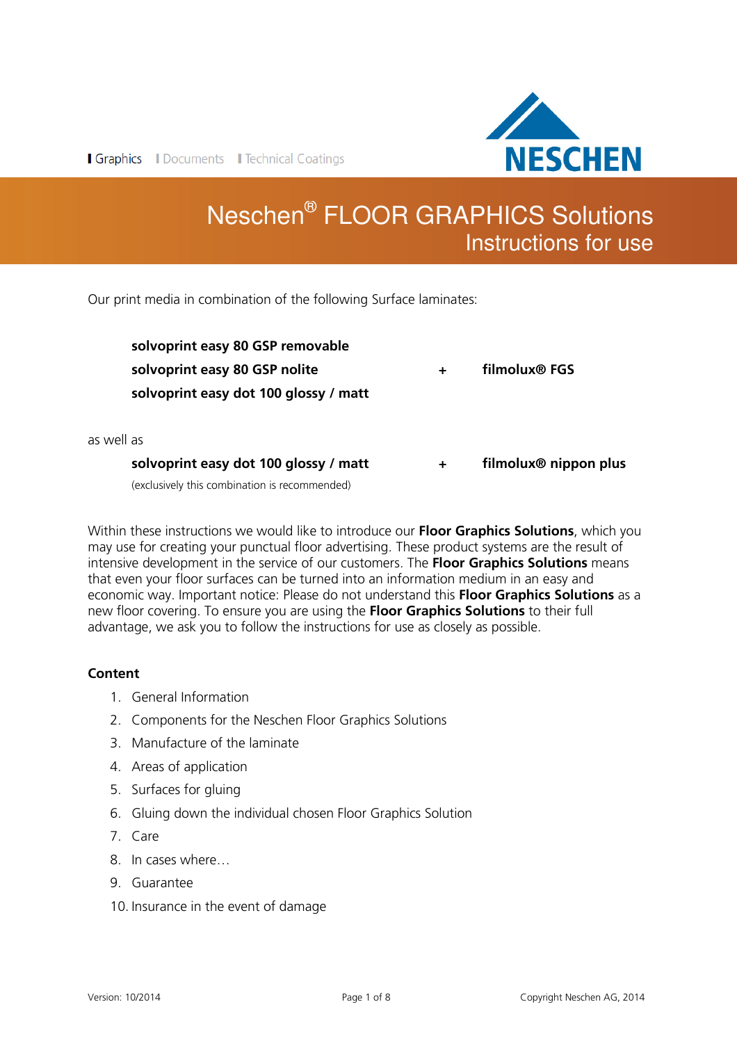Graphics | Documents | Technical Coatings

NESCHEN

# Neschen® FLOOR GRAPHICS Solutions
## Instructions for use

Our print media in combination of the following Surface laminates:

| | | |
|---|---|---|
| **solvoprint easy 80 GSP removable** | | |
| **solvoprint easy 80 GSP nolite** | **+** | **filmolux® FGS** |
| **solvoprint easy dot 100 glossy / matt** | | |

as well as

| | | |
|---|---|---|
| **solvoprint easy dot 100 glossy / matt** | **+** | **filmolux® nippon plus** |
| (exclusively this combination is recommended) | | |

Within these instructions we would like to introduce our **Floor Graphics Solutions**, which you may use for creating your punctual floor advertising. These product systems are the result of intensive development in the service of our customers. The **Floor Graphics Solutions** means that even your floor surfaces can be turned into an information medium in an easy and economic way. Important notice: Please do not understand this **Floor Graphics Solutions** as a new floor covering. To ensure you are using the **Floor Graphics Solutions** to their full advantage, we ask you to follow the instructions for use as closely as possible.

### Content

1. General Information
2. Components for the Neschen Floor Graphics Solutions
3. Manufacture of the laminate
4. Areas of application
5. Surfaces for gluing
6. Gluing down the individual chosen Floor Graphics Solution
7. Care
8. In cases where…
9. Guarantee
10. Insurance in the event of damage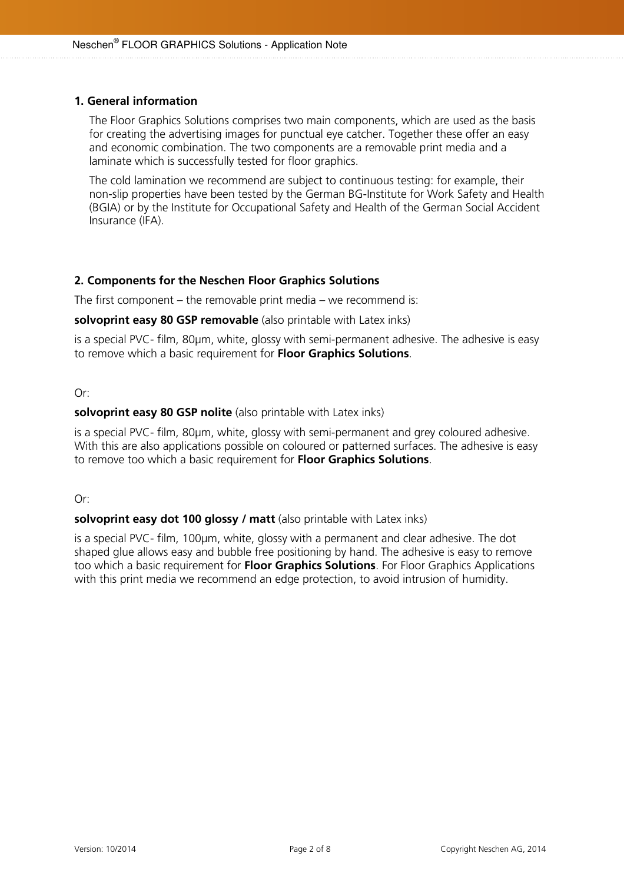## 1. General information

The Floor Graphics Solutions comprises two main components, which are used as the basis for creating the advertising images for punctual eye catcher. Together these offer an easy and economic combination. The two components are a removable print media and a laminate which is successfully tested for floor graphics.

The cold lamination we recommend are subject to continuous testing: for example, their non-slip properties have been tested by the German BG-Institute for Work Safety and Health (BGIA) or by the Institute for Occupational Safety and Health of the German Social Accident Insurance (IFA).

## 2. Components for the Neschen Floor Graphics Solutions

The first component – the removable print media – we recommend is:

**solvoprint easy 80 GSP removable** (also printable with Latex inks)

is a special PVC- film, 80µm, white, glossy with semi-permanent adhesive. The adhesive is easy to remove which a basic requirement for **Floor Graphics Solutions**.

Or:

**solvoprint easy 80 GSP nolite** (also printable with Latex inks)

is a special PVC- film, 80µm, white, glossy with semi-permanent and grey coloured adhesive. With this are also applications possible on coloured or patterned surfaces. The adhesive is easy to remove too which a basic requirement for **Floor Graphics Solutions**.

Or:

**solvoprint easy dot 100 glossy / matt** (also printable with Latex inks)

is a special PVC- film, 100µm, white, glossy with a permanent and clear adhesive. The dot shaped glue allows easy and bubble free positioning by hand. The adhesive is easy to remove too which a basic requirement for **Floor Graphics Solutions**. For Floor Graphics Applications with this print media we recommend an edge protection, to avoid intrusion of humidity.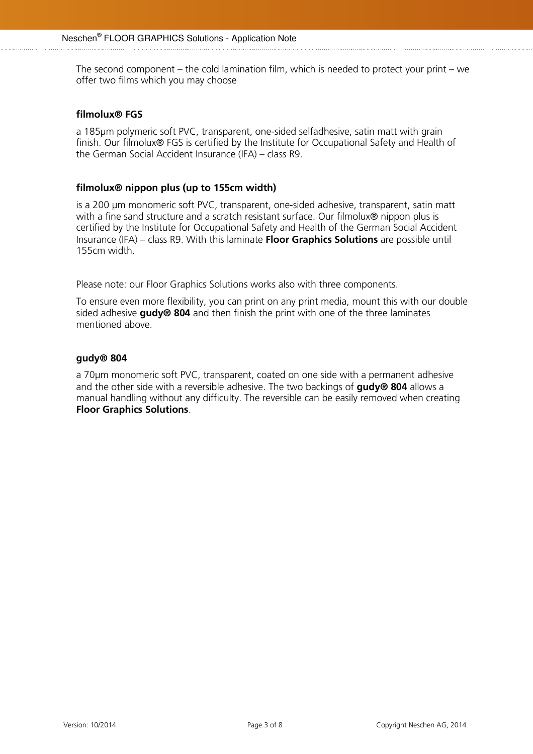The second component – the cold lamination film, which is needed to protect your print – we offer two films which you may choose

### filmolux® FGS

a 185µm polymeric soft PVC, transparent, one-sided selfadhesive, satin matt with grain finish. Our filmolux® FGS is certified by the Institute for Occupational Safety and Health of the German Social Accident Insurance (IFA) – class R9.

### filmolux® nippon plus (up to 155cm width)

is a 200 µm monomeric soft PVC, transparent, one-sided adhesive, transparent, satin matt with a fine sand structure and a scratch resistant surface. Our filmolux® nippon plus is certified by the Institute for Occupational Safety and Health of the German Social Accident Insurance (IFA) – class R9. With this laminate **Floor Graphics Solutions** are possible until 155cm width.

Please note: our Floor Graphics Solutions works also with three components.

To ensure even more flexibility, you can print on any print media, mount this with our double sided adhesive **gudy® 804** and then finish the print with one of the three laminates mentioned above.

### gudy® 804

a 70µm monomeric soft PVC, transparent, coated on one side with a permanent adhesive and the other side with a reversible adhesive. The two backings of **gudy® 804** allows a manual handling without any difficulty. The reversible can be easily removed when creating **Floor Graphics Solutions**.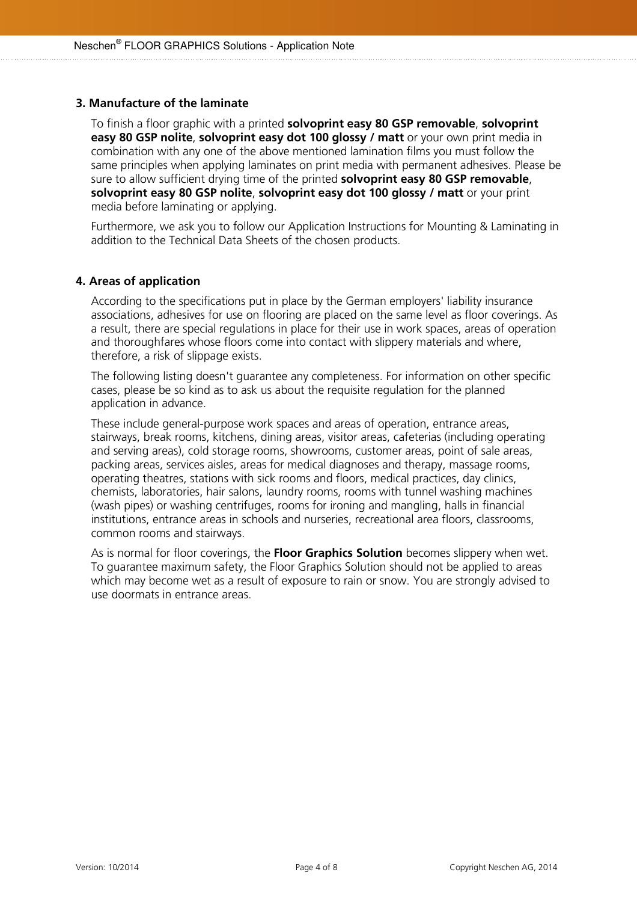## 3. Manufacture of the laminate

To finish a floor graphic with a printed **solvoprint easy 80 GSP removable**, **solvoprint easy 80 GSP nolite**, **solvoprint easy dot 100 glossy / matt** or your own print media in combination with any one of the above mentioned lamination films you must follow the same principles when applying laminates on print media with permanent adhesives. Please be sure to allow sufficient drying time of the printed **solvoprint easy 80 GSP removable**, **solvoprint easy 80 GSP nolite**, **solvoprint easy dot 100 glossy / matt** or your print media before laminating or applying.

Furthermore, we ask you to follow our Application Instructions for Mounting & Laminating in addition to the Technical Data Sheets of the chosen products.

## 4. Areas of application

According to the specifications put in place by the German employers' liability insurance associations, adhesives for use on flooring are placed on the same level as floor coverings. As a result, there are special regulations in place for their use in work spaces, areas of operation and thoroughfares whose floors come into contact with slippery materials and where, therefore, a risk of slippage exists.

The following listing doesn't guarantee any completeness. For information on other specific cases, please be so kind as to ask us about the requisite regulation for the planned application in advance.

These include general-purpose work spaces and areas of operation, entrance areas, stairways, break rooms, kitchens, dining areas, visitor areas, cafeterias (including operating and serving areas), cold storage rooms, showrooms, customer areas, point of sale areas, packing areas, services aisles, areas for medical diagnoses and therapy, massage rooms, operating theatres, stations with sick rooms and floors, medical practices, day clinics, chemists, laboratories, hair salons, laundry rooms, rooms with tunnel washing machines (wash pipes) or washing centrifuges, rooms for ironing and mangling, halls in financial institutions, entrance areas in schools and nurseries, recreational area floors, classrooms, common rooms and stairways.

As is normal for floor coverings, the **Floor Graphics Solution** becomes slippery when wet. To guarantee maximum safety, the Floor Graphics Solution should not be applied to areas which may become wet as a result of exposure to rain or snow. You are strongly advised to use doormats in entrance areas.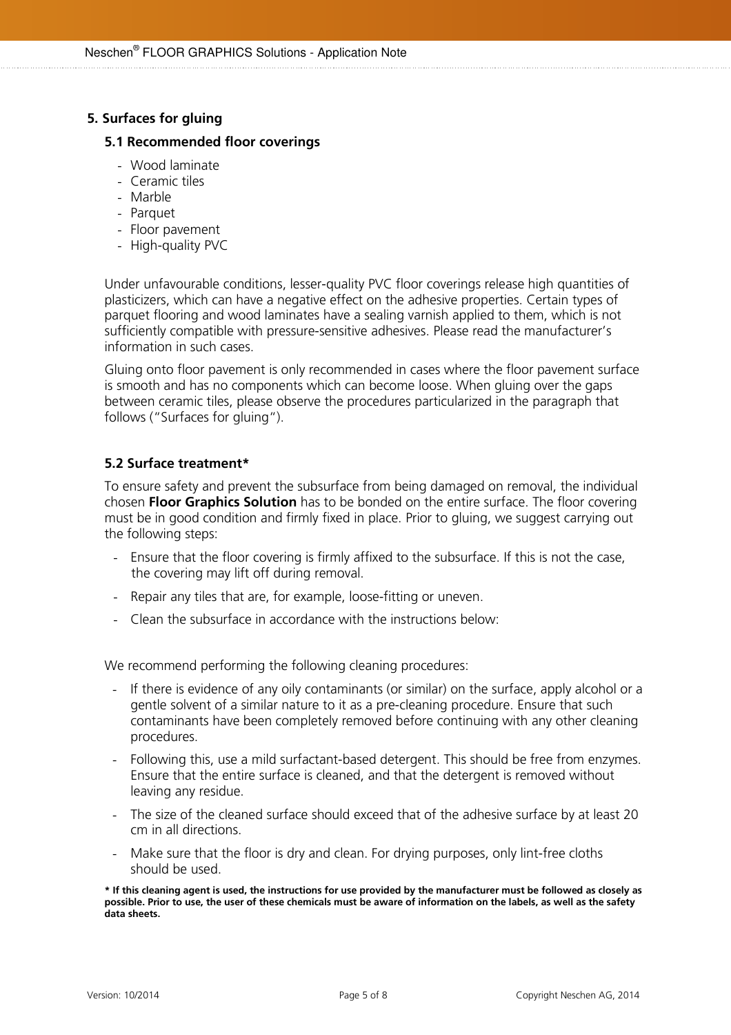## 5. Surfaces for gluing

### 5.1 Recommended floor coverings

- Wood laminate
- Ceramic tiles
- Marble
- Parquet
- Floor pavement
- High-quality PVC

Under unfavourable conditions, lesser-quality PVC floor coverings release high quantities of plasticizers, which can have a negative effect on the adhesive properties. Certain types of parquet flooring and wood laminates have a sealing varnish applied to them, which is not sufficiently compatible with pressure-sensitive adhesives. Please read the manufacturer's information in such cases.

Gluing onto floor pavement is only recommended in cases where the floor pavement surface is smooth and has no components which can become loose. When gluing over the gaps between ceramic tiles, please observe the procedures particularized in the paragraph that follows ("Surfaces for gluing").

### 5.2 Surface treatment*

To ensure safety and prevent the subsurface from being damaged on removal, the individual chosen **Floor Graphics Solution** has to be bonded on the entire surface. The floor covering must be in good condition and firmly fixed in place. Prior to gluing, we suggest carrying out the following steps:

- Ensure that the floor covering is firmly affixed to the subsurface. If this is not the case, the covering may lift off during removal.
- Repair any tiles that are, for example, loose-fitting or uneven.
- Clean the subsurface in accordance with the instructions below:

We recommend performing the following cleaning procedures:

- If there is evidence of any oily contaminants (or similar) on the surface, apply alcohol or a gentle solvent of a similar nature to it as a pre-cleaning procedure. Ensure that such contaminants have been completely removed before continuing with any other cleaning procedures.
- Following this, use a mild surfactant-based detergent. This should be free from enzymes. Ensure that the entire surface is cleaned, and that the detergent is removed without leaving any residue.
- The size of the cleaned surface should exceed that of the adhesive surface by at least 20 cm in all directions.
- Make sure that the floor is dry and clean. For drying purposes, only lint-free cloths should be used.

**\* If this cleaning agent is used, the instructions for use provided by the manufacturer must be followed as closely as possible. Prior to use, the user of these chemicals must be aware of information on the labels, as well as the safety data sheets.**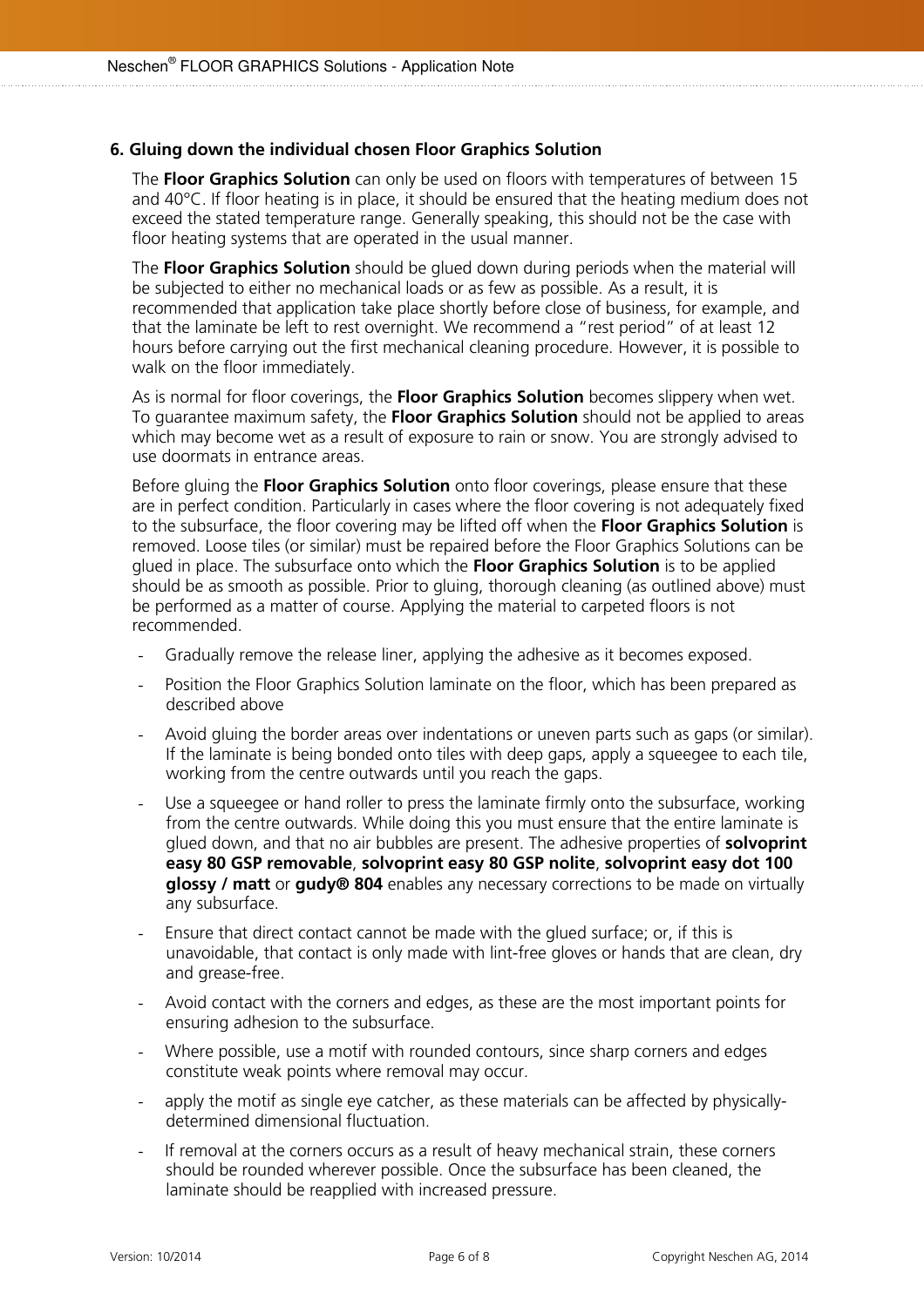## 6. Gluing down the individual chosen Floor Graphics Solution

The **Floor Graphics Solution** can only be used on floors with temperatures of between 15 and 40°C. If floor heating is in place, it should be ensured that the heating medium does not exceed the stated temperature range. Generally speaking, this should not be the case with floor heating systems that are operated in the usual manner.

The **Floor Graphics Solution** should be glued down during periods when the material will be subjected to either no mechanical loads or as few as possible. As a result, it is recommended that application take place shortly before close of business, for example, and that the laminate be left to rest overnight. We recommend a "rest period" of at least 12 hours before carrying out the first mechanical cleaning procedure. However, it is possible to walk on the floor immediately.

As is normal for floor coverings, the **Floor Graphics Solution** becomes slippery when wet. To guarantee maximum safety, the **Floor Graphics Solution** should not be applied to areas which may become wet as a result of exposure to rain or snow. You are strongly advised to use doormats in entrance areas.

Before gluing the **Floor Graphics Solution** onto floor coverings, please ensure that these are in perfect condition. Particularly in cases where the floor covering is not adequately fixed to the subsurface, the floor covering may be lifted off when the **Floor Graphics Solution** is removed. Loose tiles (or similar) must be repaired before the Floor Graphics Solutions can be glued in place. The subsurface onto which the **Floor Graphics Solution** is to be applied should be as smooth as possible. Prior to gluing, thorough cleaning (as outlined above) must be performed as a matter of course. Applying the material to carpeted floors is not recommended.

- Gradually remove the release liner, applying the adhesive as it becomes exposed.
- Position the Floor Graphics Solution laminate on the floor, which has been prepared as described above
- Avoid gluing the border areas over indentations or uneven parts such as gaps (or similar). If the laminate is being bonded onto tiles with deep gaps, apply a squeegee to each tile, working from the centre outwards until you reach the gaps.
- Use a squeegee or hand roller to press the laminate firmly onto the subsurface, working from the centre outwards. While doing this you must ensure that the entire laminate is glued down, and that no air bubbles are present. The adhesive properties of **solvoprint easy 80 GSP removable**, **solvoprint easy 80 GSP nolite**, **solvoprint easy dot 100 glossy / matt** or **gudy® 804** enables any necessary corrections to be made on virtually any subsurface.
- Ensure that direct contact cannot be made with the glued surface; or, if this is unavoidable, that contact is only made with lint-free gloves or hands that are clean, dry and grease-free.
- Avoid contact with the corners and edges, as these are the most important points for ensuring adhesion to the subsurface.
- Where possible, use a motif with rounded contours, since sharp corners and edges constitute weak points where removal may occur.
- apply the motif as single eye catcher, as these materials can be affected by physically-determined dimensional fluctuation.
- If removal at the corners occurs as a result of heavy mechanical strain, these corners should be rounded wherever possible. Once the subsurface has been cleaned, the laminate should be reapplied with increased pressure.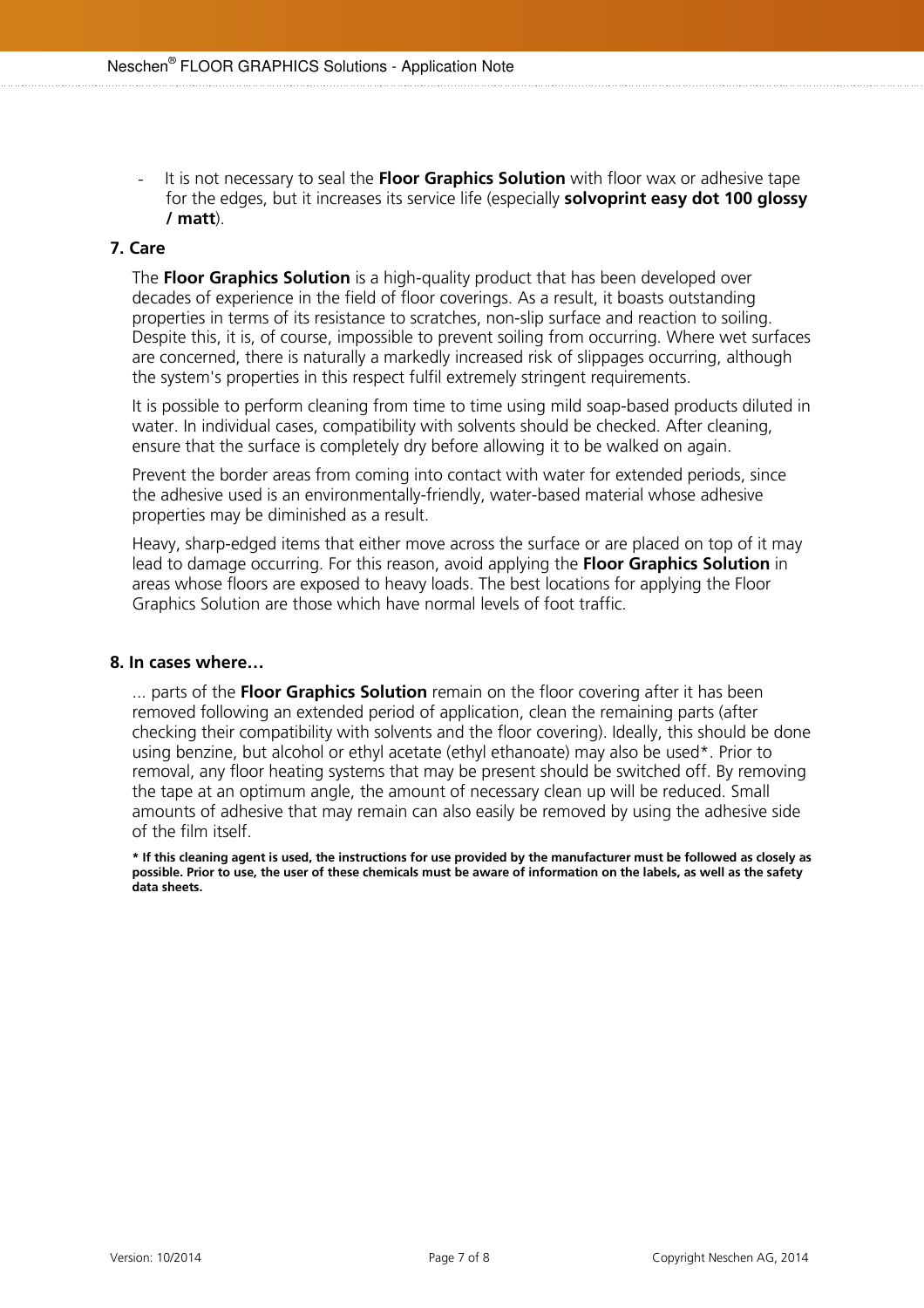- It is not necessary to seal the **Floor Graphics Solution** with floor wax or adhesive tape for the edges, but it increases its service life (especially **solvoprint easy dot 100 glossy / matt**).

## 7. Care

The **Floor Graphics Solution** is a high-quality product that has been developed over decades of experience in the field of floor coverings. As a result, it boasts outstanding properties in terms of its resistance to scratches, non-slip surface and reaction to soiling. Despite this, it is, of course, impossible to prevent soiling from occurring. Where wet surfaces are concerned, there is naturally a markedly increased risk of slippages occurring, although the system's properties in this respect fulfil extremely stringent requirements.

It is possible to perform cleaning from time to time using mild soap-based products diluted in water. In individual cases, compatibility with solvents should be checked. After cleaning, ensure that the surface is completely dry before allowing it to be walked on again.

Prevent the border areas from coming into contact with water for extended periods, since the adhesive used is an environmentally-friendly, water-based material whose adhesive properties may be diminished as a result.

Heavy, sharp-edged items that either move across the surface or are placed on top of it may lead to damage occurring. For this reason, avoid applying the **Floor Graphics Solution** in areas whose floors are exposed to heavy loads. The best locations for applying the Floor Graphics Solution are those which have normal levels of foot traffic.

## 8. In cases where…

... parts of the **Floor Graphics Solution** remain on the floor covering after it has been removed following an extended period of application, clean the remaining parts (after checking their compatibility with solvents and the floor covering). Ideally, this should be done using benzine, but alcohol or ethyl acetate (ethyl ethanoate) may also be used*. Prior to removal, any floor heating systems that may be present should be switched off. By removing the tape at an optimum angle, the amount of necessary clean up will be reduced. Small amounts of adhesive that may remain can also easily be removed by using the adhesive side of the film itself.

**\* If this cleaning agent is used, the instructions for use provided by the manufacturer must be followed as closely as possible. Prior to use, the user of these chemicals must be aware of information on the labels, as well as the safety data sheets.**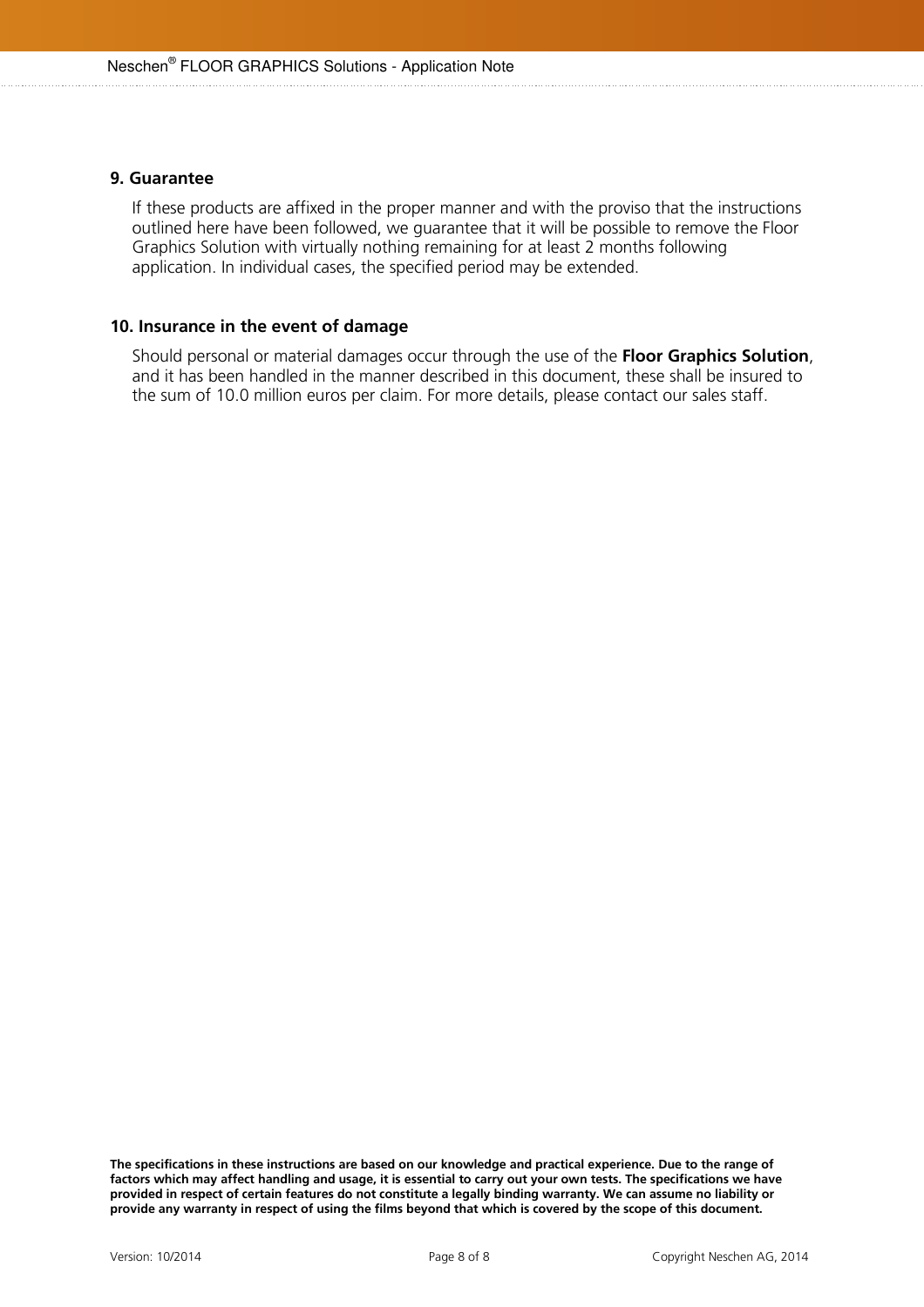## 9. Guarantee

If these products are affixed in the proper manner and with the proviso that the instructions outlined here have been followed, we guarantee that it will be possible to remove the Floor Graphics Solution with virtually nothing remaining for at least 2 months following application. In individual cases, the specified period may be extended.

## 10. Insurance in the event of damage

Should personal or material damages occur through the use of the **Floor Graphics Solution**, and it has been handled in the manner described in this document, these shall be insured to the sum of 10.0 million euros per claim. For more details, please contact our sales staff.

**The specifications in these instructions are based on our knowledge and practical experience. Due to the range of factors which may affect handling and usage, it is essential to carry out your own tests. The specifications we have provided in respect of certain features do not constitute a legally binding warranty. We can assume no liability or provide any warranty in respect of using the films beyond that which is covered by the scope of this document.**